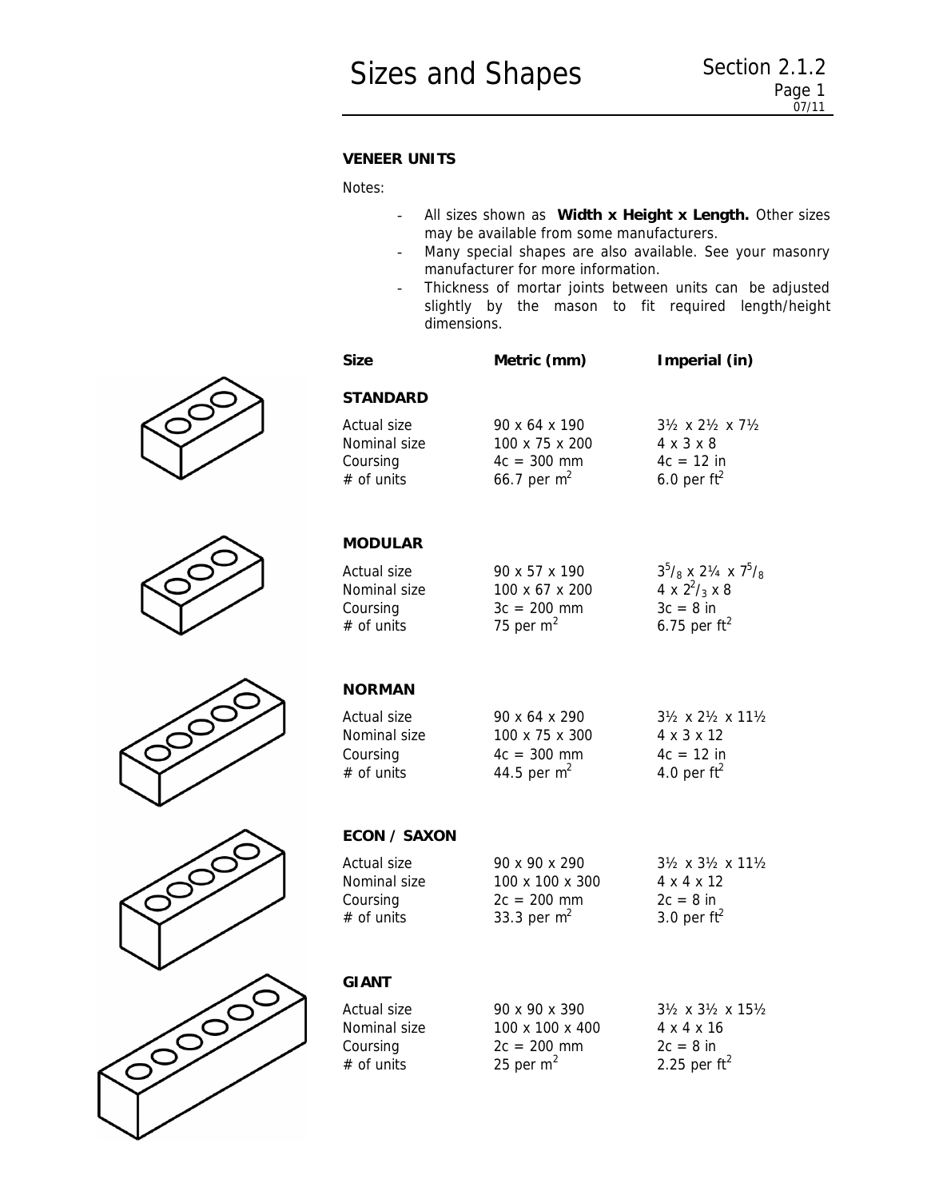# Sizes and Shapes

Section 2.1.2

## VENEER UNITS

Notes:

- All sizes shown as **Width x Height x Length.** Other sizes may be available from some manufacturers.
- Many special shapes are also available. See your masonry manufacturer for more information.
- Thickness of mortar joints between units can be adjusted slightly by the mason to fit required length/height dimensions.

| Size | Metric (mm) | Imperial (in) |
|---|---|---|
| **STANDARD** | | |
| Actual size | 90 x 64 x 190 | 3½ x 2½ x 7½ |
| Nominal size | 100 x 75 x 200 | 4 x 3 x 8 |
| Coursing | 4c = 300 mm | 4c = 12 in |
| # of units | 66.7 per $m^2$ | 6.0 per $ft^2$ |
| **MODULAR** | | |
| Actual size | 90 x 57 x 190 | $3^5/_8$ x 2¼ x $7^5/_8$ |
| Nominal size | 100 x 67 x 200 | 4 x $2^2/_3$ x 8 |
| Coursing | 3c = 200 mm | 3c = 8 in |
| # of units | 75 per $m^2$ | 6.75 per $ft^2$ |
| **NORMAN** | | |
| Actual size | 90 x 64 x 290 | 3½ x 2½ x 11½ |
| Nominal size | 100 x 75 x 300 | 4 x 3 x 12 |
| Coursing | 4c = 300 mm | 4c = 12 in |
| # of units | 44.5 per $m^2$ | 4.0 per $ft^2$ |
| **ECON / SAXON** | | |
| Actual size | 90 x 90 x 290 | 3½ x 3½ x 11½ |
| Nominal size | 100 x 100 x 300 | 4 x 4 x 12 |
| Coursing | 2c = 200 mm | 2c = 8 in |
| # of units | 33.3 per $m^2$ | 3.0 per $ft^2$ |
| **GIANT** | | |
| Actual size | 90 x 90 x 390 | 3½ x 3½ x 15½ |
| Nominal size | 100 x 100 x 400 | 4 x 4 x 16 |
| Coursing | 2c = 200 mm | 2c = 8 in |
| # of units | 25 per $m^2$ | 2.25 per $ft^2$ |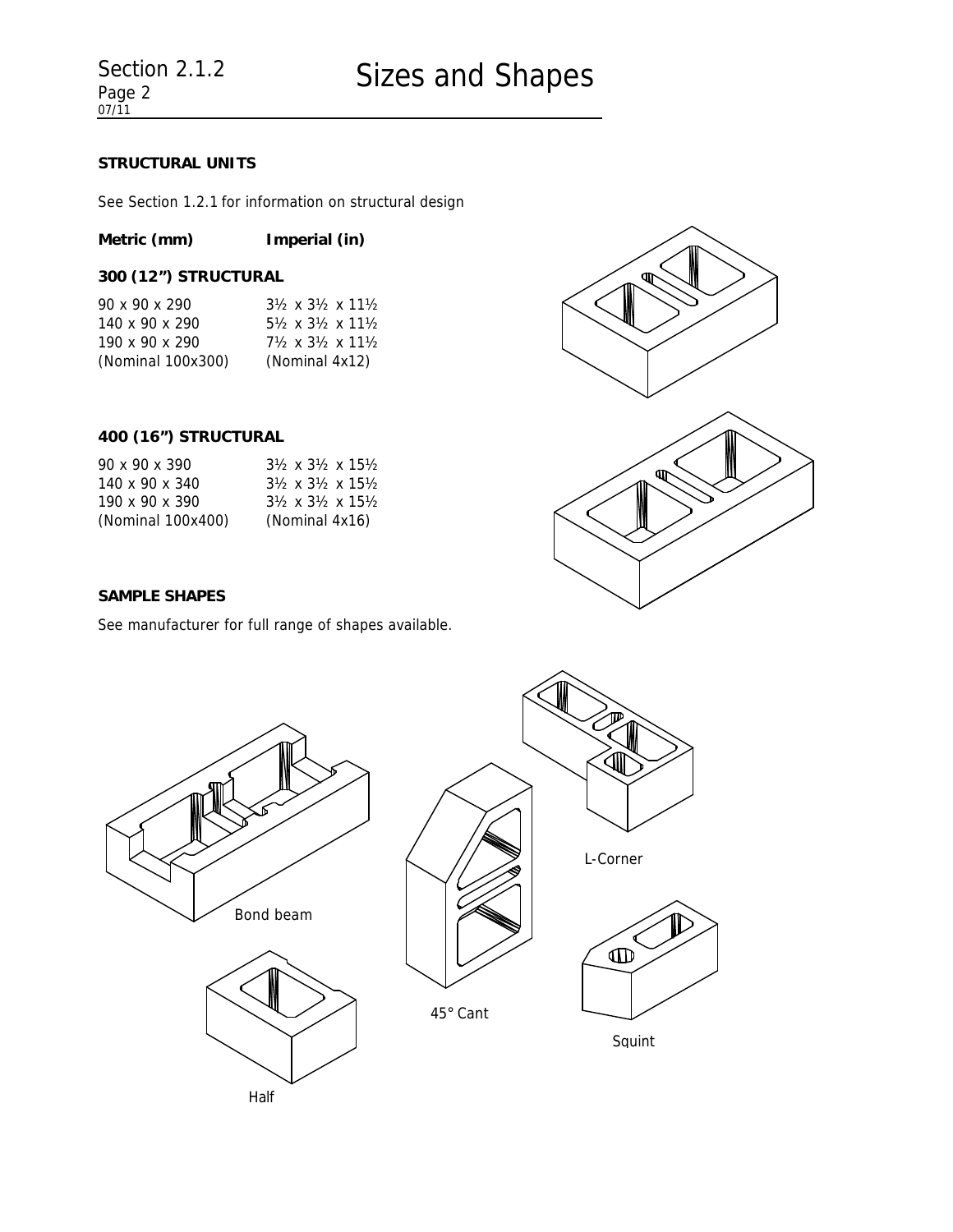Section 2.1.2

# Sizes and Shapes

## STRUCTURAL UNITS

See Section 1.2.1 for information on structural design

| **Metric (mm)** | **Imperial (in)** |
| --- | --- |

### 300 (12") STRUCTURAL

| | |
| --- | --- |
| 90 x 90 x 290 | 3½ x 3½ x 11½ |
| 140 x 90 x 290 | 5½ x 3½ x 11½ |
| 190 x 90 x 290 | 7½ x 3½ x 11½ |
| (Nominal 100x300) | (Nominal 4x12) |

### 400 (16") STRUCTURAL

| | |
| --- | --- |
| 90 x 90 x 390 | 3½ x 3½ x 15½ |
| 140 x 90 x 340 | 3½ x 3½ x 15½ |
| 190 x 90 x 390 | 3½ x 3½ x 15½ |
| (Nominal 100x400) | (Nominal 4x16) |

## SAMPLE SHAPES

See manufacturer for full range of shapes available.

Bond beam

L-Corner

45° Cant

Squint

Half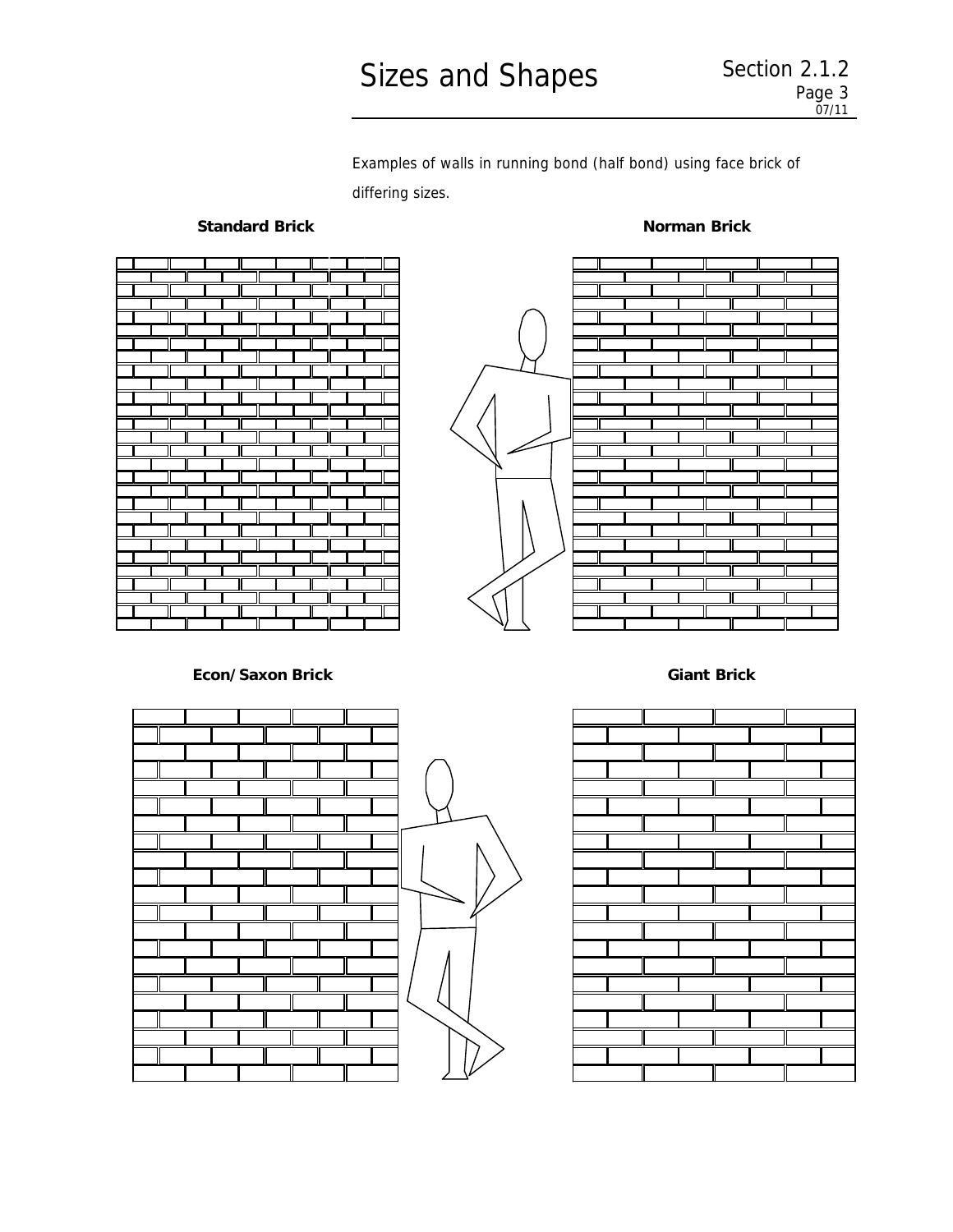Examples of walls in running bond (half bond) using face brick of differing sizes.

**Standard Brick**

**Norman Brick**

**Econ/Saxon Brick**

**Giant Brick**